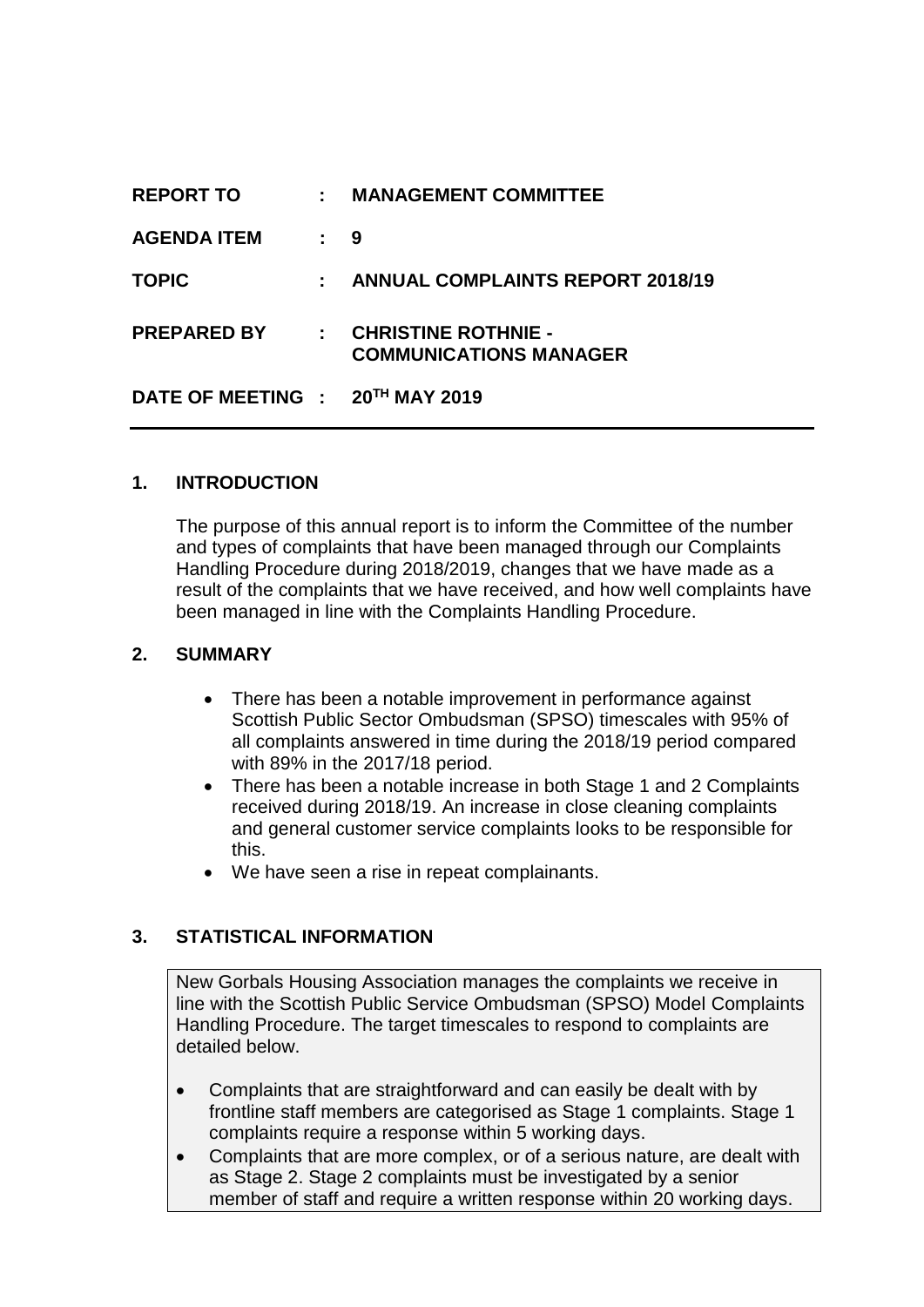| | | |
|---|---|---|
| **REPORT TO** | : | **MANAGEMENT COMMITTEE** |
| **AGENDA ITEM** | : | **9** |
| **TOPIC** | : | **ANNUAL COMPLAINTS REPORT 2018/19** |
| **PREPARED BY** | : | **CHRISTINE ROTHNIE - COMMUNICATIONS MANAGER** |
| **DATE OF MEETING** | : | **20TH MAY 2019** |

## 1. INTRODUCTION

The purpose of this annual report is to inform the Committee of the number and types of complaints that have been managed through our Complaints Handling Procedure during 2018/2019, changes that we have made as a result of the complaints that we have received, and how well complaints have been managed in line with the Complaints Handling Procedure.

## 2. SUMMARY

- There has been a notable improvement in performance against Scottish Public Sector Ombudsman (SPSO) timescales with 95% of all complaints answered in time during the 2018/19 period compared with 89% in the 2017/18 period.
- There has been a notable increase in both Stage 1 and 2 Complaints received during 2018/19. An increase in close cleaning complaints and general customer service complaints looks to be responsible for this.
- We have seen a rise in repeat complainants.

## 3. STATISTICAL INFORMATION

New Gorbals Housing Association manages the complaints we receive in line with the Scottish Public Service Ombudsman (SPSO) Model Complaints Handling Procedure. The target timescales to respond to complaints are detailed below.

- Complaints that are straightforward and can easily be dealt with by frontline staff members are categorised as Stage 1 complaints. Stage 1 complaints require a response within 5 working days.
- Complaints that are more complex, or of a serious nature, are dealt with as Stage 2. Stage 2 complaints must be investigated by a senior member of staff and require a written response within 20 working days.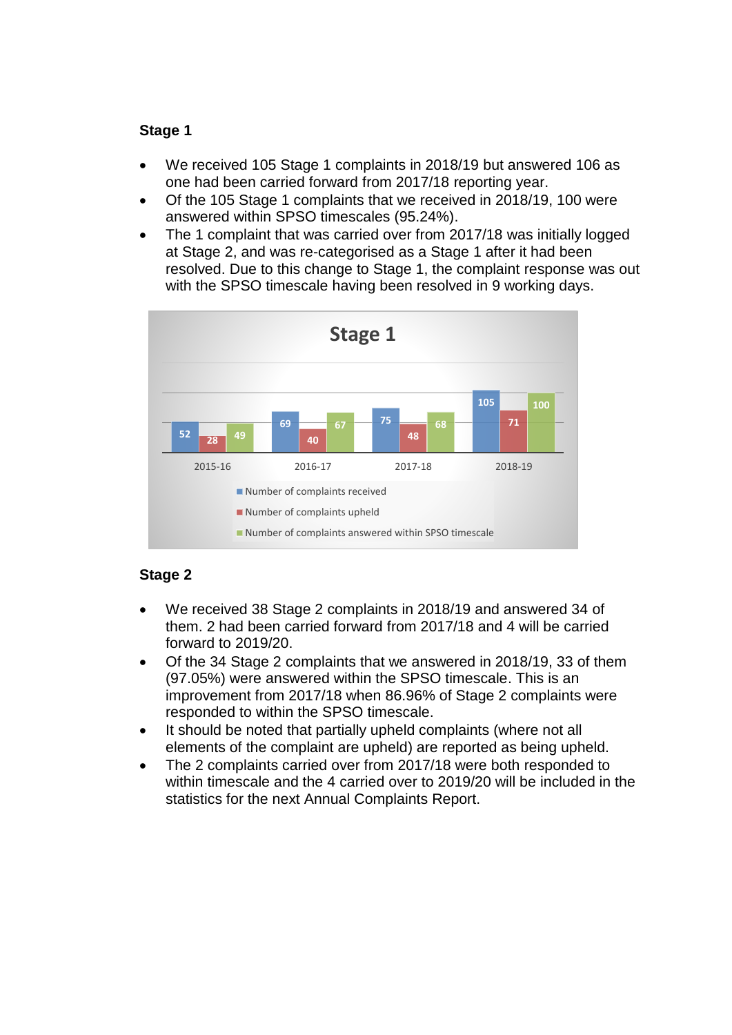### Stage 1

- We received 105 Stage 1 complaints in 2018/19 but answered 106 as one had been carried forward from 2017/18 reporting year.
- Of the 105 Stage 1 complaints that we received in 2018/19, 100 were answered within SPSO timescales (95.24%).
- The 1 complaint that was carried over from 2017/18 was initially logged at Stage 2, and was re-categorised as a Stage 1 after it had been resolved. Due to this change to Stage 1, the complaint response was out with the SPSO timescale having been resolved in 9 working days.

**Stage 1**

| | 2015-16 | 2016-17 | 2017-18 | 2018-19 |
|---|---|---|---|---|
| Number of complaints received | 52 | 69 | 75 | 105 |
| Number of complaints upheld | 28 | 40 | 48 | 71 |
| Number of complaints answered within SPSO timescale | 49 | 67 | 68 | 100 |

### Stage 2

- We received 38 Stage 2 complaints in 2018/19 and answered 34 of them. 2 had been carried forward from 2017/18 and 4 will be carried forward to 2019/20.
- Of the 34 Stage 2 complaints that we answered in 2018/19, 33 of them (97.05%) were answered within the SPSO timescale. This is an improvement from 2017/18 when 86.96% of Stage 2 complaints were responded to within the SPSO timescale.
- It should be noted that partially upheld complaints (where not all elements of the complaint are upheld) are reported as being upheld.
- The 2 complaints carried over from 2017/18 were both responded to within timescale and the 4 carried over to 2019/20 will be included in the statistics for the next Annual Complaints Report.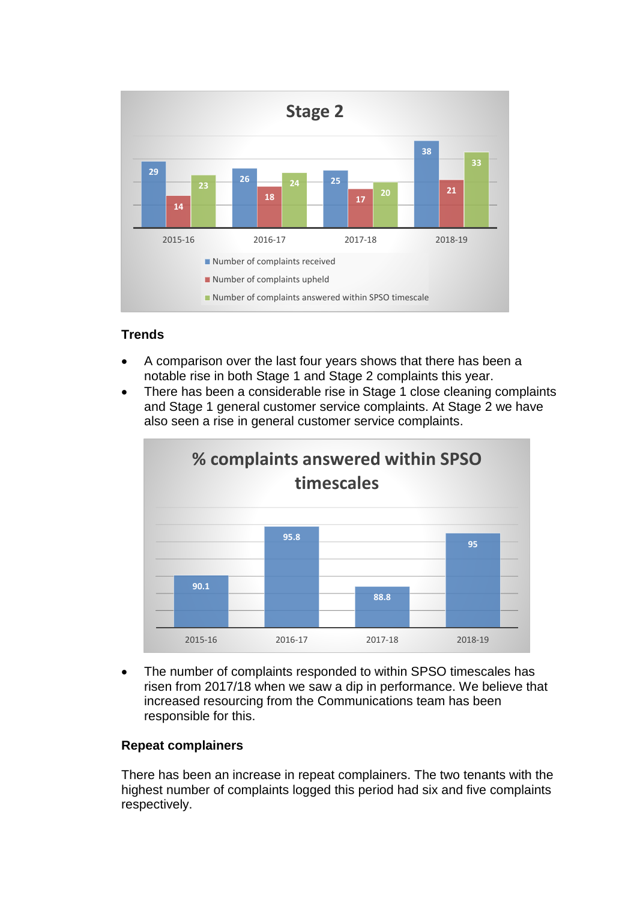**Stage 2**

| | 2015-16 | 2016-17 | 2017-18 | 2018-19 |
|---|---|---|---|---|
| Number of complaints received | 29 | 26 | 25 | 38 |
| Number of complaints upheld | 14 | 18 | 17 | 21 |
| Number of complaints answered within SPSO timescale | 23 | 24 | 20 | 33 |

### Trends

- A comparison over the last four years shows that there has been a notable rise in both Stage 1 and Stage 2 complaints this year.
- There has been a considerable rise in Stage 1 close cleaning complaints and Stage 1 general customer service complaints. At Stage 2 we have also seen a rise in general customer service complaints.

**% complaints answered within SPSO timescales**

| 2015-16 | 2016-17 | 2017-18 | 2018-19 |
|---|---|---|---|
| 90.1 | 95.8 | 88.8 | 95 |

- The number of complaints responded to within SPSO timescales has risen from 2017/18 when we saw a dip in performance. We believe that increased resourcing from the Communications team has been responsible for this.

### Repeat complainers

There has been an increase in repeat complainers. The two tenants with the highest number of complaints logged this period had six and five complaints respectively.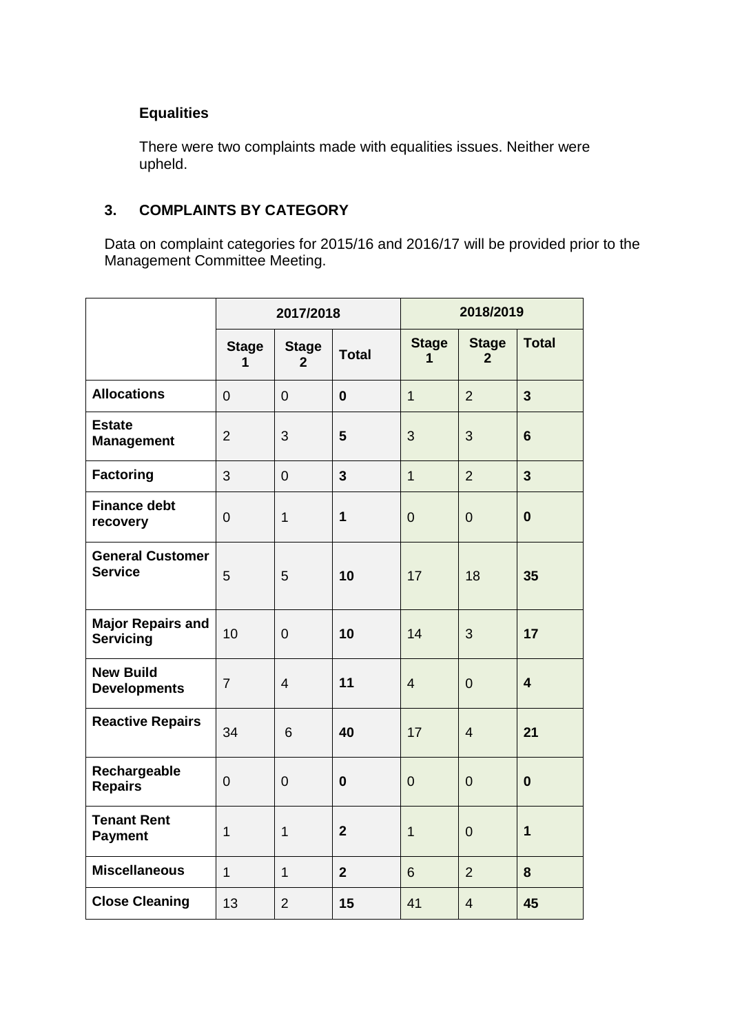**Equalities**

There were two complaints made with equalities issues. Neither were upheld.

## 3. COMPLAINTS BY CATEGORY

Data on complaint categories for 2015/16 and 2016/17 will be provided prior to the Management Committee Meeting.

| | 2017/2018 | | | 2018/2019 | | |
|---|---|---|---|---|---|---|
| | **Stage 1** | **Stage 2** | **Total** | **Stage 1** | **Stage 2** | **Total** |
| **Allocations** | 0 | 0 | **0** | 1 | 2 | **3** |
| **Estate Management** | 2 | 3 | **5** | 3 | 3 | **6** |
| **Factoring** | 3 | 0 | **3** | 1 | 2 | **3** |
| **Finance debt recovery** | 0 | 1 | **1** | 0 | 0 | **0** |
| **General Customer Service** | 5 | 5 | **10** | 17 | 18 | **35** |
| **Major Repairs and Servicing** | 10 | 0 | **10** | 14 | 3 | **17** |
| **New Build Developments** | 7 | 4 | **11** | 4 | 0 | **4** |
| **Reactive Repairs** | 34 | 6 | **40** | 17 | 4 | **21** |
| **Rechargeable Repairs** | 0 | 0 | **0** | 0 | 0 | **0** |
| **Tenant Rent Payment** | 1 | 1 | **2** | 1 | 0 | **1** |
| **Miscellaneous** | 1 | 1 | **2** | 6 | 2 | **8** |
| **Close Cleaning** | 13 | 2 | **15** | 41 | 4 | **45** |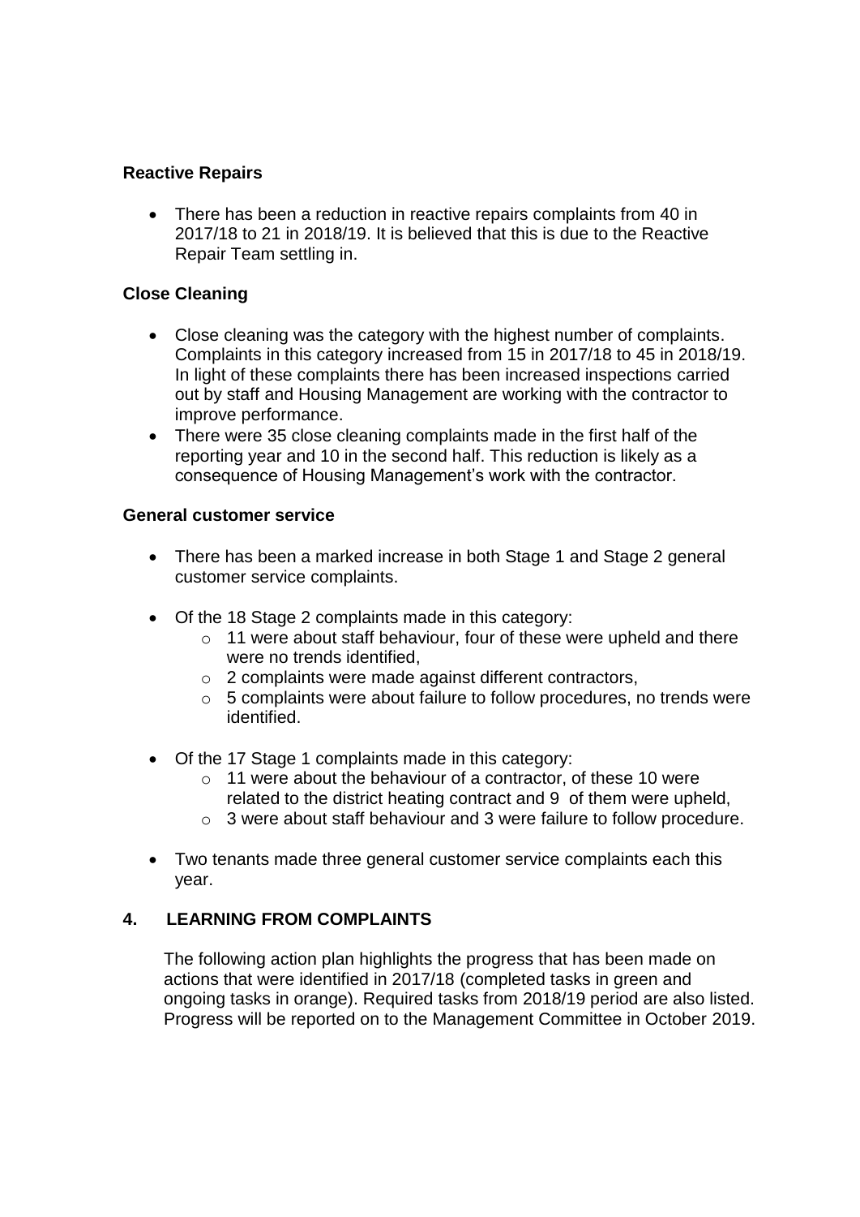**Reactive Repairs**

- There has been a reduction in reactive repairs complaints from 40 in 2017/18 to 21 in 2018/19. It is believed that this is due to the Reactive Repair Team settling in.

**Close Cleaning**

- Close cleaning was the category with the highest number of complaints. Complaints in this category increased from 15 in 2017/18 to 45 in 2018/19. In light of these complaints there has been increased inspections carried out by staff and Housing Management are working with the contractor to improve performance.
- There were 35 close cleaning complaints made in the first half of the reporting year and 10 in the second half. This reduction is likely as a consequence of Housing Management's work with the contractor.

**General customer service**

- There has been a marked increase in both Stage 1 and Stage 2 general customer service complaints.
- Of the 18 Stage 2 complaints made in this category:
  - 11 were about staff behaviour, four of these were upheld and there were no trends identified,
  - 2 complaints were made against different contractors,
  - 5 complaints were about failure to follow procedures, no trends were identified.
- Of the 17 Stage 1 complaints made in this category:
  - 11 were about the behaviour of a contractor, of these 10 were related to the district heating contract and 9 of them were upheld,
  - 3 were about staff behaviour and 3 were failure to follow procedure.
- Two tenants made three general customer service complaints each this year.

## 4. LEARNING FROM COMPLAINTS

The following action plan highlights the progress that has been made on actions that were identified in 2017/18 (completed tasks in green and ongoing tasks in orange). Required tasks from 2018/19 period are also listed. Progress will be reported on to the Management Committee in October 2019.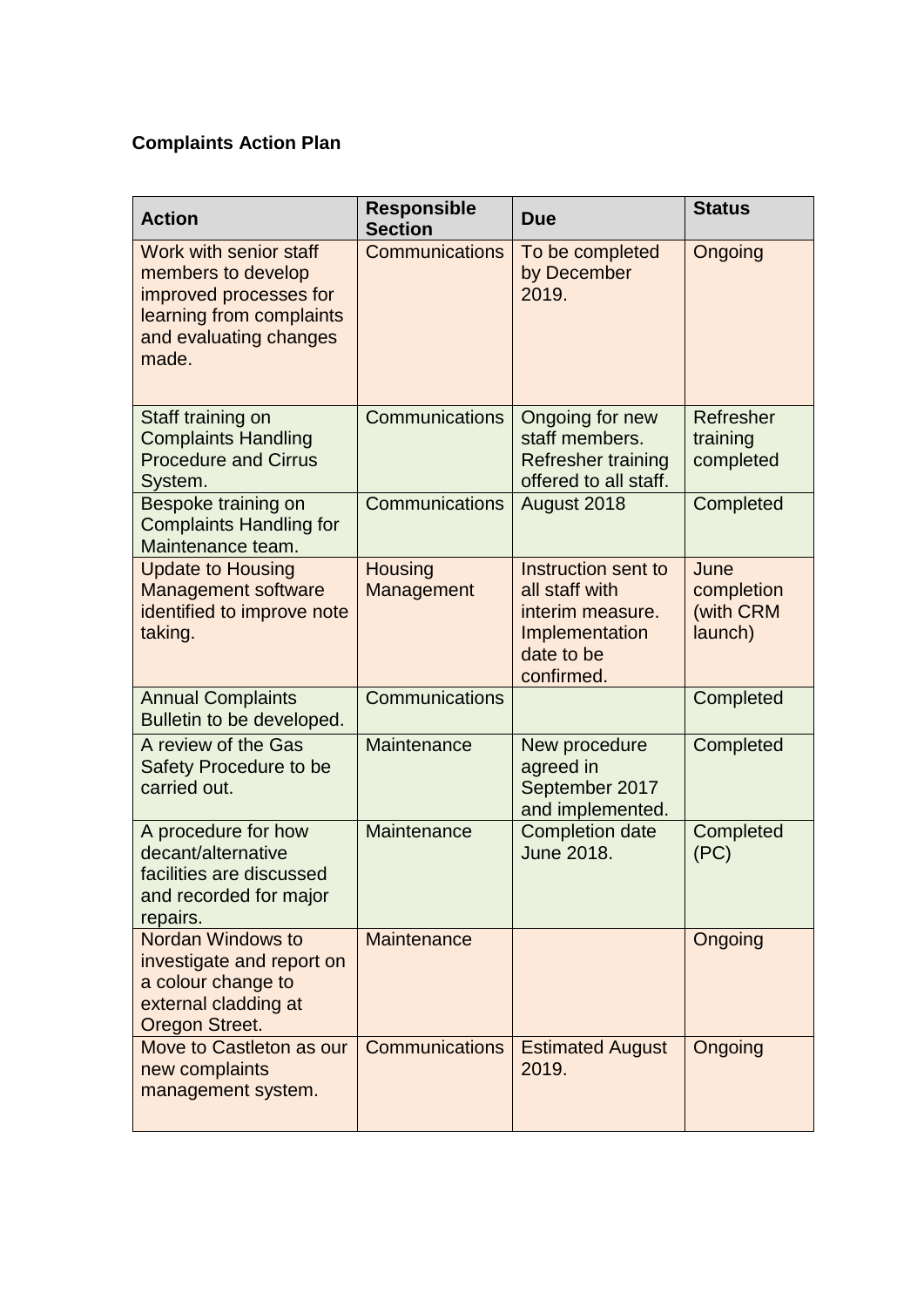**Complaints Action Plan**

| Action | Responsible Section | Due | Status |
|---|---|---|---|
| Work with senior staff members to develop improved processes for learning from complaints and evaluating changes made. | Communications | To be completed by December 2019. | Ongoing |
| Staff training on Complaints Handling Procedure and Cirrus System. | Communications | Ongoing for new staff members. Refresher training offered to all staff. | Refresher training completed |
| Bespoke training on Complaints Handling for Maintenance team. | Communications | August 2018 | Completed |
| Update to Housing Management software identified to improve note taking. | Housing Management | Instruction sent to all staff with interim measure. Implementation date to be confirmed. | June completion (with CRM launch) |
| Annual Complaints Bulletin to be developed. | Communications | | Completed |
| A review of the Gas Safety Procedure to be carried out. | Maintenance | New procedure agreed in September 2017 and implemented. | Completed |
| A procedure for how decant/alternative facilities are discussed and recorded for major repairs. | Maintenance | Completion date June 2018. | Completed (PC) |
| Nordan Windows to investigate and report on a colour change to external cladding at Oregon Street. | Maintenance | | Ongoing |
| Move to Castleton as our new complaints management system. | Communications | Estimated August 2019. | Ongoing |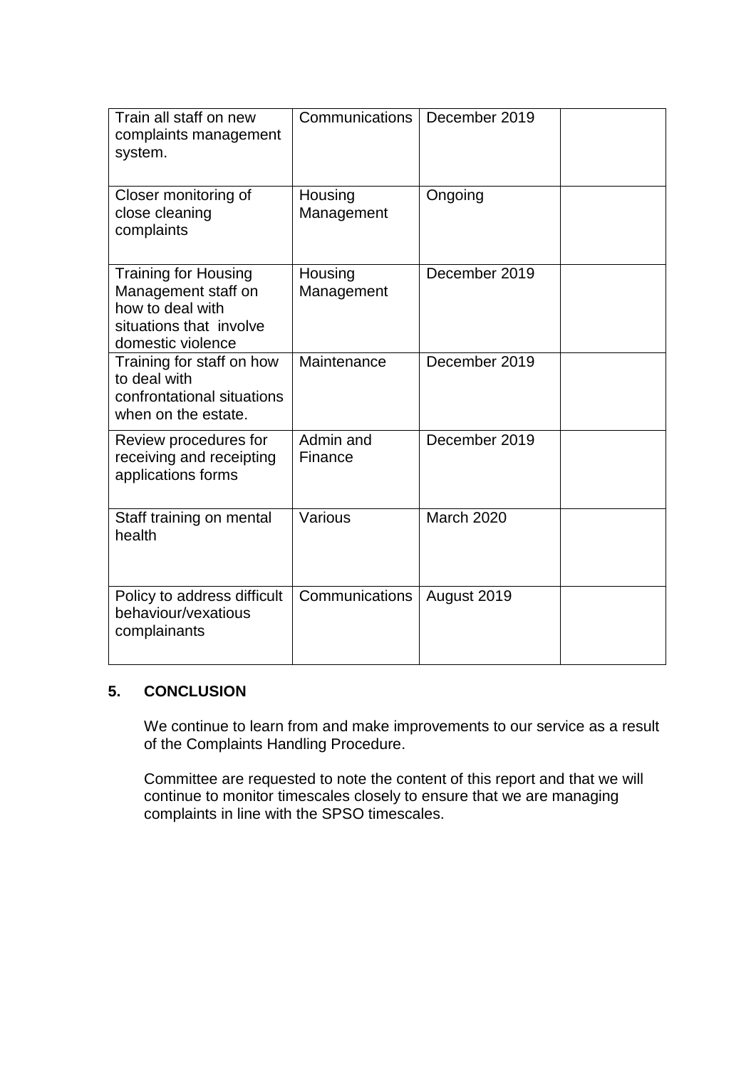| | | | |
|---|---|---|---|
| Train all staff on new complaints management system. | Communications | December 2019 | |
| Closer monitoring of close cleaning complaints | Housing Management | Ongoing | |
| Training for Housing Management staff on how to deal with situations that involve domestic violence | Housing Management | December 2019 | |
| Training for staff on how to deal with confrontational situations when on the estate. | Maintenance | December 2019 | |
| Review procedures for receiving and receipting applications forms | Admin and Finance | December 2019 | |
| Staff training on mental health | Various | March 2020 | |
| Policy to address difficult behaviour/vexatious complainants | Communications | August 2019 | |

## 5. CONCLUSION

We continue to learn from and make improvements to our service as a result of the Complaints Handling Procedure.

Committee are requested to note the content of this report and that we will continue to monitor timescales closely to ensure that we are managing complaints in line with the SPSO timescales.